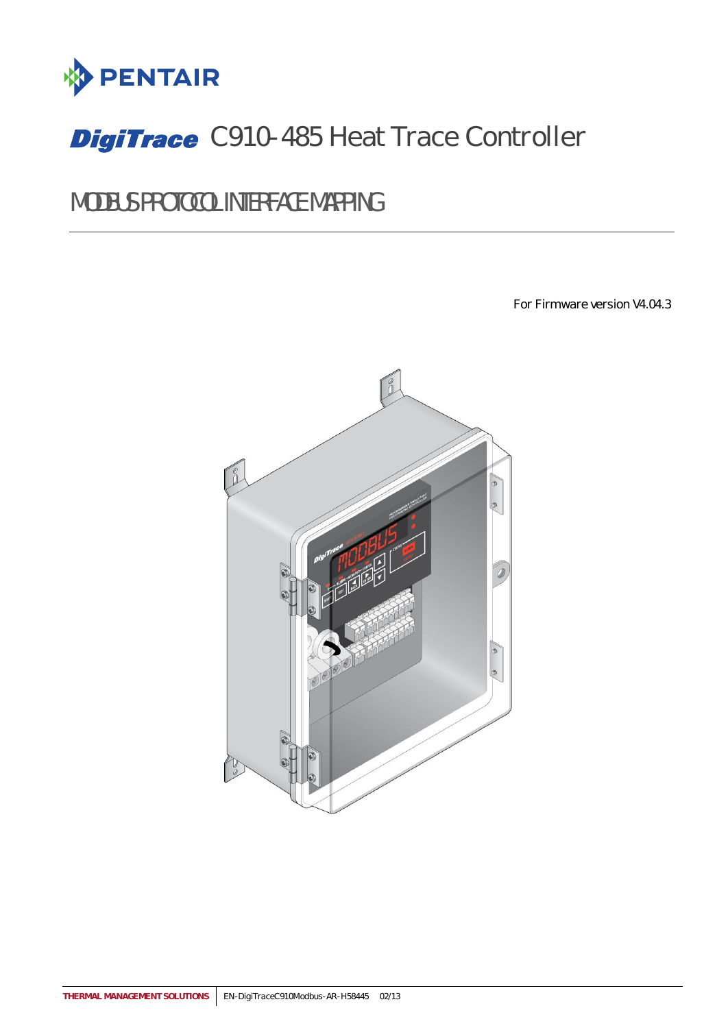PENTAIR

# DigiTrace C910-485 Heat Trace Controller

## MODBUS PROTOCOL INTERFACE MAPPING

For Firmware version V4.04.3

THERMAL MANAGEMENT SOLUTIONS | EN-DigiTraceC910Modbus-AR-H58445 02/13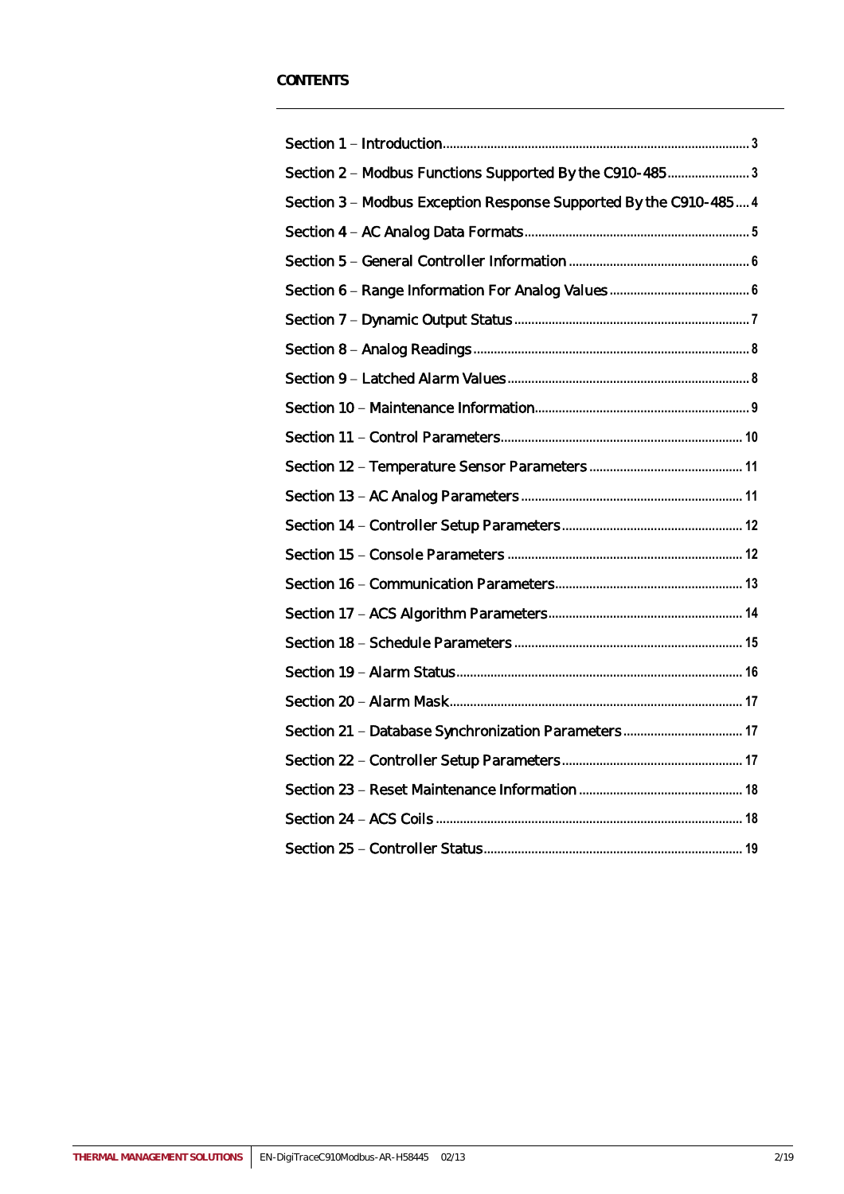## CONTENTS

Section 1 – Introduction........................................................................................ 3

Section 2 – Modbus Functions Supported By the C910-485........................ 3

Section 3 – Modbus Exception Response Supported By the C910-485.... 4

Section 4 – AC Analog Data Formats................................................................. 5

Section 5 – General Controller Information .................................................... 6

Section 6 – Range Information For Analog Values......................................... 6

Section 7 – Dynamic Output Status.................................................................... 7

Section 8 – Analog Readings................................................................................ 8

Section 9 – Latched Alarm Values...................................................................... 8

Section 10 – Maintenance Information.............................................................. 9

Section 11 – Control Parameters...................................................................... 10

Section 12 – Temperature Sensor Parameters ............................................. 11

Section 13 – AC Analog Parameters................................................................ 11

Section 14 – Controller Setup Parameters..................................................... 12

Section 15 – Console Parameters ..................................................................... 12

Section 16 – Communication Parameters....................................................... 13

Section 17 – ACS Algorithm Parameters......................................................... 14

Section 18 – Schedule Parameters .................................................................. 15

Section 19 – Alarm Status................................................................................... 16

Section 20 – Alarm Mask..................................................................................... 17

Section 21 – Database Synchronization Parameters................................... 17

Section 22 – Controller Setup Parameters..................................................... 17

Section 23 – Reset Maintenance Information ................................................ 18

Section 24 – ACS Coils ........................................................................................ 18

Section 25 – Controller Status........................................................................... 19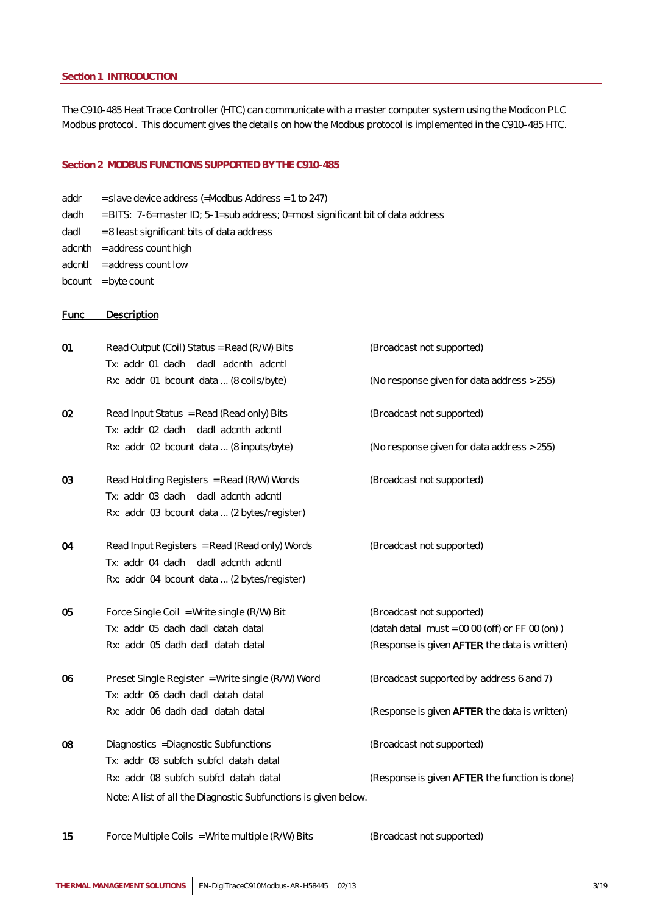## Section 1 INTRODUCTION

The C910-485 Heat Trace Controller (HTC) can communicate with a master computer system using the Modicon PLC Modbus protocol. This document gives the details on how the Modbus protocol is implemented in the C910-485 HTC.

## Section 2 MODBUS FUNCTIONS SUPPORTED BY THE C910-485

| | |
|---|---|
| addr | = slave device address (=Modbus Address = 1 to 247) |
| dadh | = BITS: 7-6=master ID; 5-1=sub address; 0=most significant bit of data address |
| dadl | = 8 least significant bits of data address |
| adcnth | = address count high |
| adcntl | = address count low |
| bcount | = byte count |

| Func | Description | |
|---|---|---|
| 01 | Read Output (Coil) Status = Read (R/W) Bits | (Broadcast not supported) |
| | Tx: addr 01 dadh dadl adcnth adcntl | |
| | Rx: addr 01 bcount data ... (8 coils/byte) | (No response given for data address > 255) |
| 02 | Read Input Status = Read (Read only) Bits | (Broadcast not supported) |
| | Tx: addr 02 dadh dadl adcnth adcntl | |
| | Rx: addr 02 bcount data ... (8 inputs/byte) | (No response given for data address > 255) |
| 03 | Read Holding Registers = Read (R/W) Words | (Broadcast not supported) |
| | Tx: addr 03 dadh dadl adcnth adcntl | |
| | Rx: addr 03 bcount data ... (2 bytes/register) | |
| 04 | Read Input Registers = Read (Read only) Words | (Broadcast not supported) |
| | Tx: addr 04 dadh dadl adcnth adcntl | |
| | Rx: addr 04 bcount data ... (2 bytes/register) | |
| 05 | Force Single Coil = Write single (R/W) Bit | (Broadcast not supported) |
| | Tx: addr 05 dadh dadl datah datal | (datah datal must = 00 00 (off) or FF 00 (on) ) |
| | Rx: addr 05 dadh dadl datah datal | (Response is given **AFTER** the data is written) |
| 06 | Preset Single Register = Write single (R/W) Word | (Broadcast supported by address 6 and 7) |
| | Tx: addr 06 dadh dadl datah datal | |
| | Rx: addr 06 dadh dadl datah datal | (Response is given **AFTER** the data is written) |
| 08 | Diagnostics = Diagnostic Subfunctions | (Broadcast not supported) |
| | Tx: addr 08 subfch subfcl datah datal | |
| | Rx: addr 08 subfch subfcl datah datal | (Response is given **AFTER** the function is done) |
| | Note: A list of all the Diagnostic Subfunctions is given below. | |
| 15 | Force Multiple Coils = Write multiple (R/W) Bits | (Broadcast not supported) |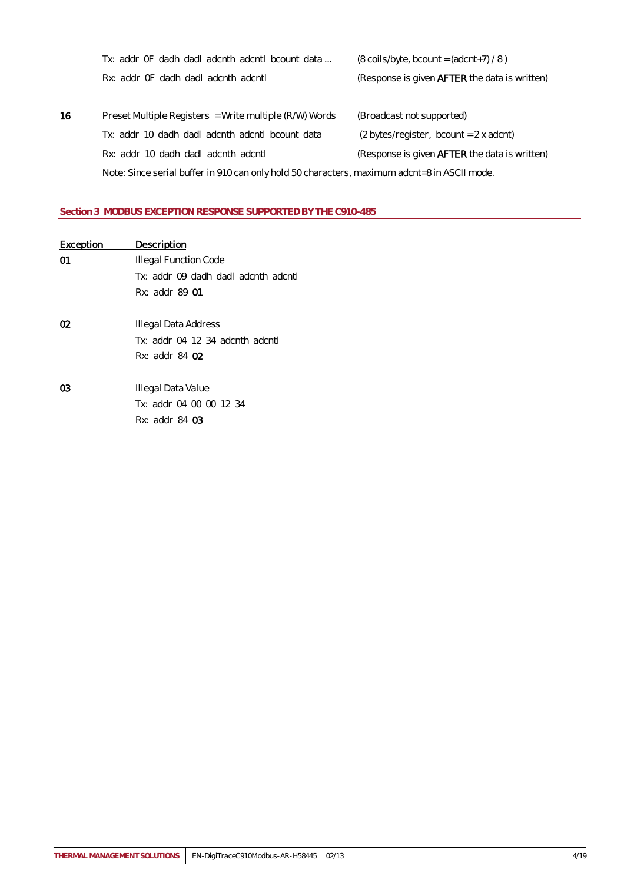| | | |
|---|---|---|
| | Tx: addr 0F dadh dadl adcnth adcntl bcount data ... | (8 coils/byte, bcount = (adcnt+7) / 8 ) |
| | Rx: addr 0F dadh dadl adcnth adcntl | (Response is given **AFTER** the data is written) |
| 16 | Preset Multiple Registers = Write multiple (R/W) Words | (Broadcast not supported) |
| | Tx: addr 10 dadh dadl adcnth adcntl bcount data | (2 bytes/register, bcount = 2 x adcnt) |
| | Rx: addr 10 dadh dadl adcnth adcntl | (Response is given **AFTER** the data is written) |
| | Note: Since serial buffer in 910 can only hold 50 characters, maximum adcnt=8 in ASCII mode. | |

## Section 3 MODBUS EXCEPTION RESPONSE SUPPORTED BY THE C910-485

| Exception | Description |
|---|---|
| 01 | Illegal Function Code |
| | Tx: addr 09 dadh dadl adcnth adcntl |
| | Rx: addr 89 **01** |
| 02 | Illegal Data Address |
| | Tx: addr 04 12 34 adcnth adcntl |
| | Rx: addr 84 **02** |
| 03 | Illegal Data Value |
| | Tx: addr 04 00 00 12 34 |
| | Rx: addr 84 **03** |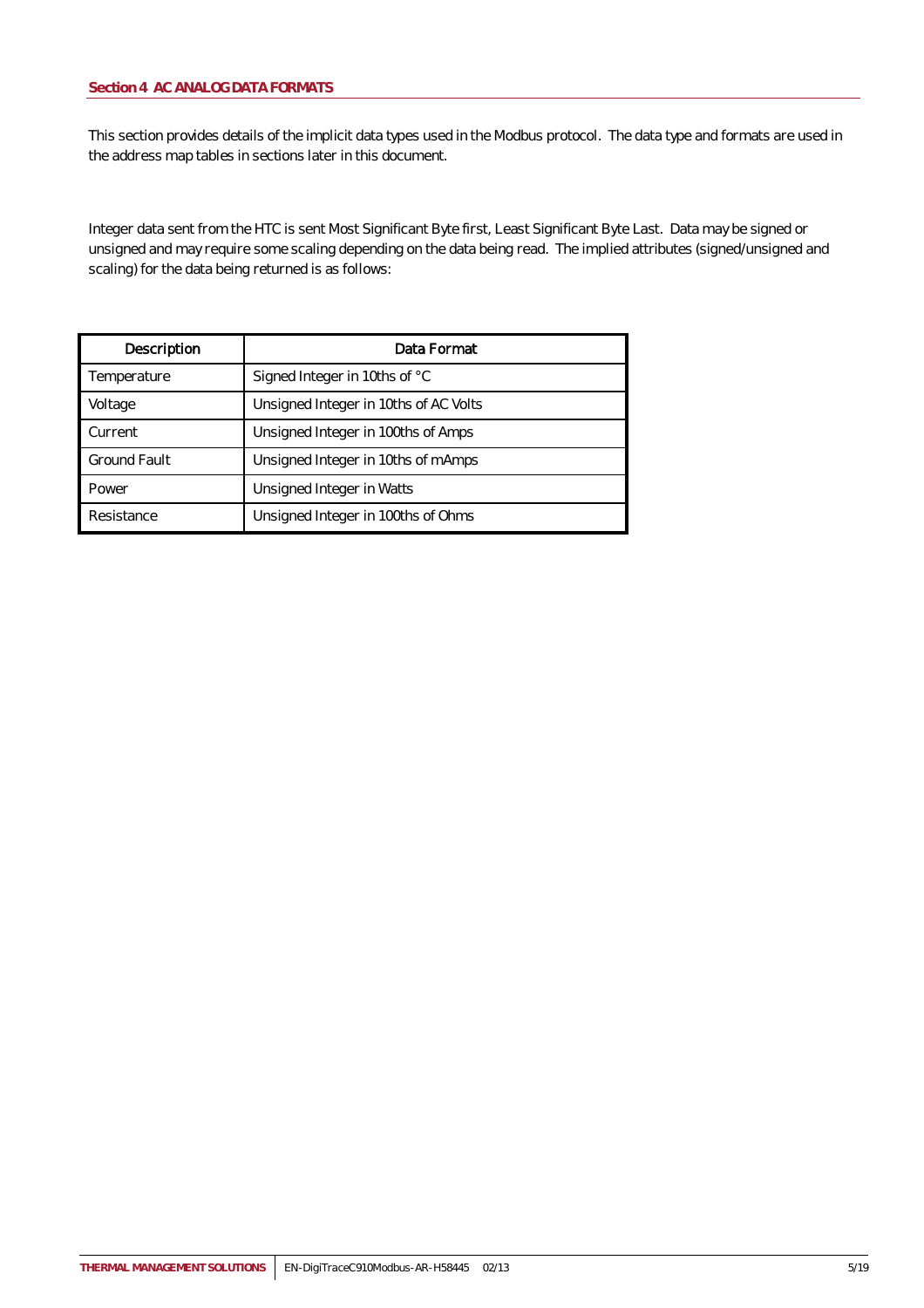## Section 4 AC ANALOG DATA FORMATS

This section provides details of the implicit data types used in the Modbus protocol. The data type and formats are used in the address map tables in sections later in this document.

Integer data sent from the HTC is sent Most Significant Byte first, Least Significant Byte Last. Data may be signed or unsigned and may require some scaling depending on the data being read. The implied attributes (signed/unsigned and scaling) for the data being returned is as follows:

| Description | Data Format |
| --- | --- |
| Temperature | Signed Integer in 10ths of °C |
| Voltage | Unsigned Integer in 10ths of AC Volts |
| Current | Unsigned Integer in 100ths of Amps |
| Ground Fault | Unsigned Integer in 10ths of mAmps |
| Power | Unsigned Integer in Watts |
| Resistance | Unsigned Integer in 100ths of Ohms |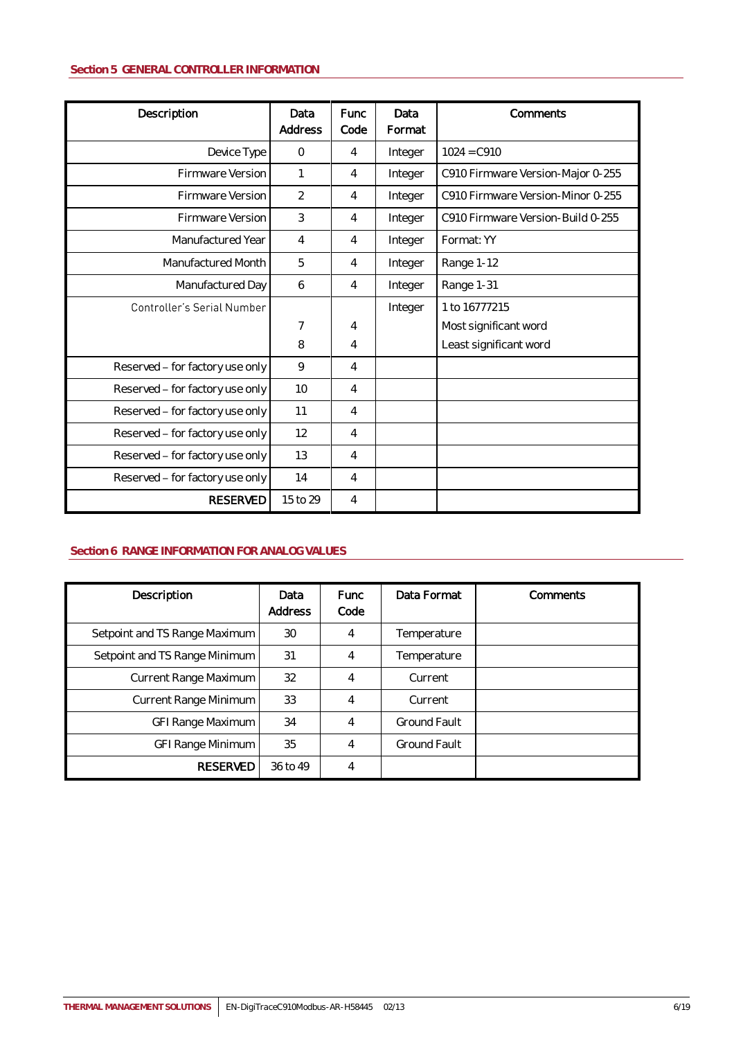## Section 5 GENERAL CONTROLLER INFORMATION

| Description | Data Address | Func Code | Data Format | Comments |
|---|---|---|---|---|
| Device Type | 0 | 4 | Integer | 1024 = C910 |
| Firmware Version | 1 | 4 | Integer | C910 Firmware Version-Major 0-255 |
| Firmware Version | 2 | 4 | Integer | C910 Firmware Version-Minor 0-255 |
| Firmware Version | 3 | 4 | Integer | C910 Firmware Version-Build 0-255 |
| Manufactured Year | 4 | 4 | Integer | Format: YY |
| Manufactured Month | 5 | 4 | Integer | Range 1-12 |
| Manufactured Day | 6 | 4 | Integer | Range 1-31 |
| Controller's Serial Number | | | Integer | 1 to 16777215 |
| | 7 | 4 | | Most significant word |
| | 8 | 4 | | Least significant word |
| Reserved – for factory use only | 9 | 4 | | |
| Reserved – for factory use only | 10 | 4 | | |
| Reserved – for factory use only | 11 | 4 | | |
| Reserved – for factory use only | 12 | 4 | | |
| Reserved – for factory use only | 13 | 4 | | |
| Reserved – for factory use only | 14 | 4 | | |
| **RESERVED** | 15 to 29 | 4 | | |

## Section 6 RANGE INFORMATION FOR ANALOG VALUES

| Description | Data Address | Func Code | Data Format | Comments |
|---|---|---|---|---|
| Setpoint and TS Range Maximum | 30 | 4 | Temperature | |
| Setpoint and TS Range Minimum | 31 | 4 | Temperature | |
| Current Range Maximum | 32 | 4 | Current | |
| Current Range Minimum | 33 | 4 | Current | |
| GFI Range Maximum | 34 | 4 | Ground Fault | |
| GFI Range Minimum | 35 | 4 | Ground Fault | |
| **RESERVED** | 36 to 49 | 4 | | |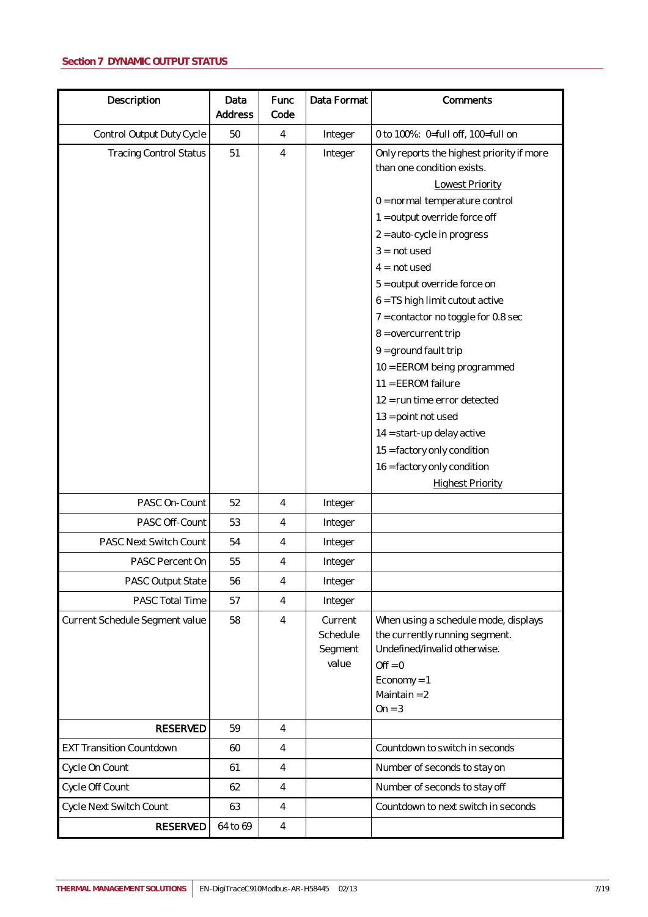## Section 7 DYNAMIC OUTPUT STATUS

| Description | Data Address | Func Code | Data Format | Comments |
|---|---|---|---|---|
| Control Output Duty Cycle | 50 | 4 | Integer | 0 to 100%: 0=full off, 100=full on |
| Tracing Control Status | 51 | 4 | Integer | Only reports the highest priority if more than one condition exists.<br>Lowest Priority<br>0 = normal temperature control<br>1 = output override force off<br>2 = auto-cycle in progress<br>3 = not used<br>4 = not used<br>5 = output override force on<br>6 = TS high limit cutout active<br>7 = contactor no toggle for 0.8 sec<br>8 = overcurrent trip<br>9 = ground fault trip<br>10 = EEROM being programmed<br>11 = EEROM failure<br>12 = run time error detected<br>13 = point not used<br>14 = start-up delay active<br>15 = factory only condition<br>16 = factory only condition<br>Highest Priority |
| PASC On-Count | 52 | 4 | Integer | |
| PASC Off-Count | 53 | 4 | Integer | |
| PASC Next Switch Count | 54 | 4 | Integer | |
| PASC Percent On | 55 | 4 | Integer | |
| PASC Output State | 56 | 4 | Integer | |
| PASC Total Time | 57 | 4 | Integer | |
| Current Schedule Segment value | 58 | 4 | Current Schedule Segment value | When using a schedule mode, displays the currently running segment. Undefined/invalid otherwise.<br>Off = 0<br>Economy = 1<br>Maintain = 2<br>On = 3 |
| RESERVED | 59 | 4 | | |
| EXT Transition Countdown | 60 | 4 | | Countdown to switch in seconds |
| Cycle On Count | 61 | 4 | | Number of seconds to stay on |
| Cycle Off Count | 62 | 4 | | Number of seconds to stay off |
| Cycle Next Switch Count | 63 | 4 | | Countdown to next switch in seconds |
| RESERVED | 64 to 69 | 4 | | |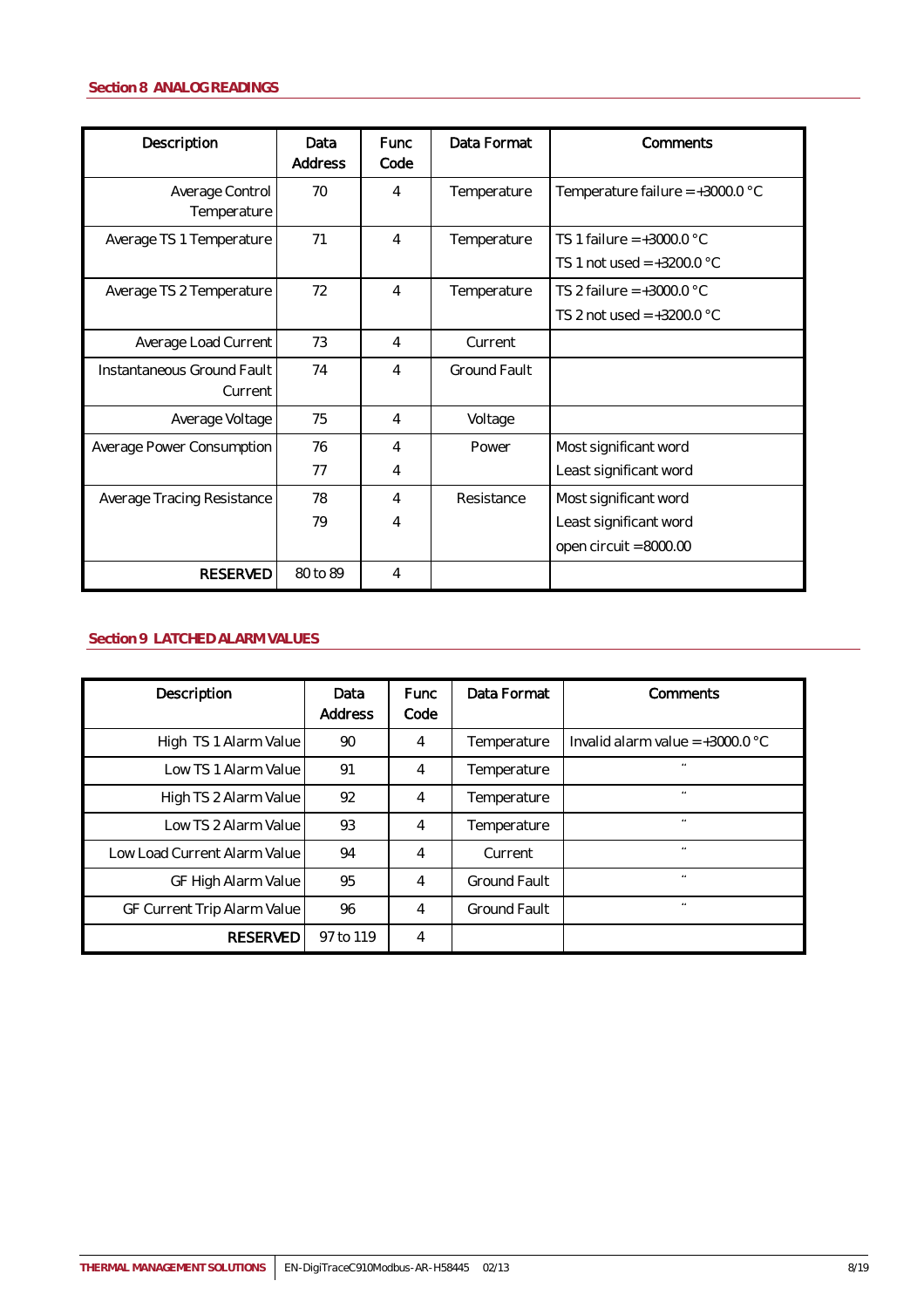## Section 8 ANALOG READINGS

| Description | Data Address | Func Code | Data Format | Comments |
|---|---|---|---|---|
| Average Control Temperature | 70 | 4 | Temperature | Temperature failure = +3000.0 °C |
| Average TS 1 Temperature | 71 | 4 | Temperature | TS 1 failure = +3000.0 °C<br>TS 1 not used = +3200.0 °C |
| Average TS 2 Temperature | 72 | 4 | Temperature | TS 2 failure = +3000.0 °C<br>TS 2 not used = +3200.0 °C |
| Average Load Current | 73 | 4 | Current | |
| Instantaneous Ground Fault Current | 74 | 4 | Ground Fault | |
| Average Voltage | 75 | 4 | Voltage | |
| Average Power Consumption | 76<br>77 | 4<br>4 | Power | Most significant word<br>Least significant word |
| Average Tracing Resistance | 78<br>79 | 4<br>4 | Resistance | Most significant word<br>Least significant word<br>open circuit = 8000.00 |
| **RESERVED** | 80 to 89 | 4 | | |

## Section 9 LATCHED ALARM VALUES

| Description | Data Address | Func Code | Data Format | Comments |
|---|---|---|---|---|
| High TS 1 Alarm Value | 90 | 4 | Temperature | Invalid alarm value = +3000.0 °C |
| Low TS 1 Alarm Value | 91 | 4 | Temperature | " |
| High TS 2 Alarm Value | 92 | 4 | Temperature | " |
| Low TS 2 Alarm Value | 93 | 4 | Temperature | " |
| Low Load Current Alarm Value | 94 | 4 | Current | " |
| GF High Alarm Value | 95 | 4 | Ground Fault | " |
| GF Current Trip Alarm Value | 96 | 4 | Ground Fault | " |
| **RESERVED** | 97 to 119 | 4 | | |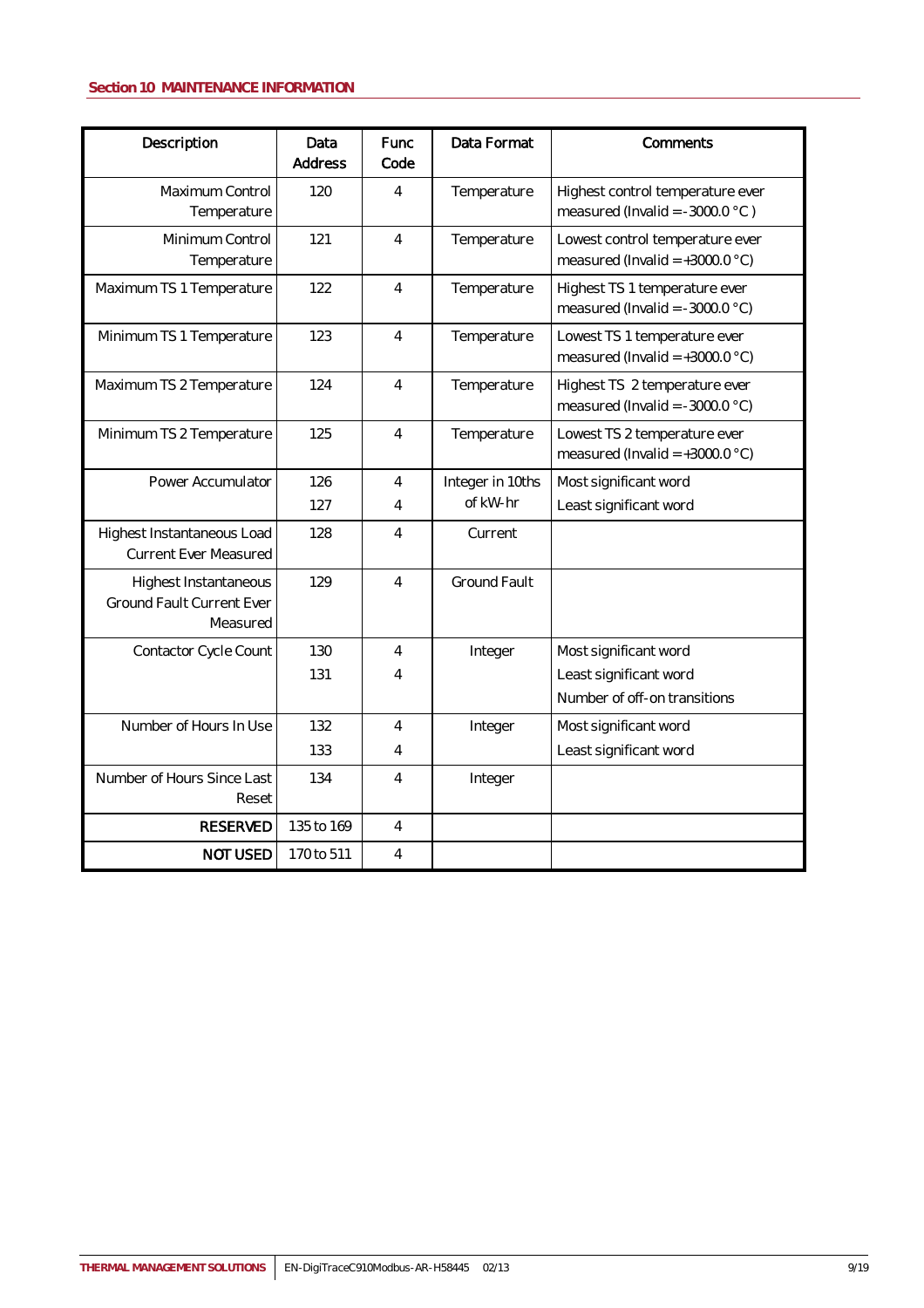## Section 10 MAINTENANCE INFORMATION

| Description | Data Address | Func Code | Data Format | Comments |
|---|---|---|---|---|
| Maximum Control Temperature | 120 | 4 | Temperature | Highest control temperature ever measured (Invalid = -3000.0 °C ) |
| Minimum Control Temperature | 121 | 4 | Temperature | Lowest control temperature ever measured (Invalid = +3000.0 °C) |
| Maximum TS 1 Temperature | 122 | 4 | Temperature | Highest TS 1 temperature ever measured (Invalid = -3000.0 °C) |
| Minimum TS 1 Temperature | 123 | 4 | Temperature | Lowest TS 1 temperature ever measured (Invalid = +3000.0 °C) |
| Maximum TS 2 Temperature | 124 | 4 | Temperature | Highest TS 2 temperature ever measured (Invalid = -3000.0 °C) |
| Minimum TS 2 Temperature | 125 | 4 | Temperature | Lowest TS 2 temperature ever measured (Invalid = +3000.0 °C) |
| Power Accumulator | 126<br>127 | 4<br>4 | Integer in 10ths of kW-hr | Most significant word<br>Least significant word |
| Highest Instantaneous Load Current Ever Measured | 128 | 4 | Current | |
| Highest Instantaneous Ground Fault Current Ever Measured | 129 | 4 | Ground Fault | |
| Contactor Cycle Count | 130<br>131 | 4<br>4 | Integer | Most significant word<br>Least significant word<br>Number of off-on transitions |
| Number of Hours In Use | 132<br>133 | 4<br>4 | Integer | Most significant word<br>Least significant word |
| Number of Hours Since Last Reset | 134 | 4 | Integer | |
| **RESERVED** | 135 to 169 | 4 | | |
| **NOT USED** | 170 to 511 | 4 | | |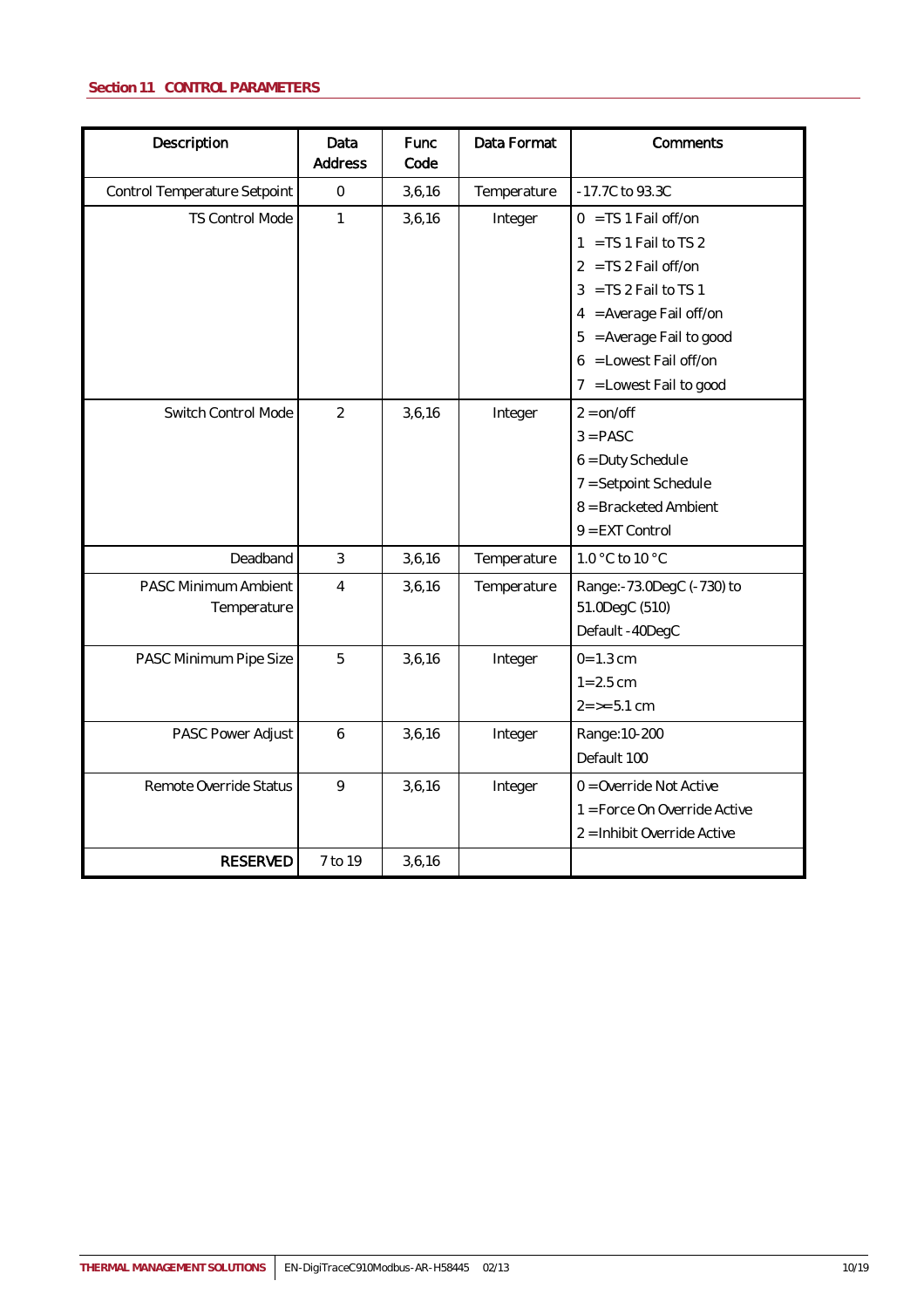## Section 11 CONTROL PARAMETERS

| Description | Data Address | Func Code | Data Format | Comments |
|---|---|---|---|---|
| Control Temperature Setpoint | 0 | 3,6,16 | Temperature | -17.7C to 93.3C |
| TS Control Mode | 1 | 3,6,16 | Integer | 0 =TS 1 Fail off/on<br>1 =TS 1 Fail to TS 2<br>2 =TS 2 Fail off/on<br>3 =TS 2 Fail to TS 1<br>4 =Average Fail off/on<br>5 =Average Fail to good<br>6 =Lowest Fail off/on<br>7 =Lowest Fail to good |
| Switch Control Mode | 2 | 3,6,16 | Integer | 2 = on/off<br>3 = PASC<br>6 = Duty Schedule<br>7 = Setpoint Schedule<br>8 = Bracketed Ambient<br>9 = EXT Control |
| Deadband | 3 | 3,6,16 | Temperature | 1.0 °C to 10 °C |
| PASC Minimum Ambient Temperature | 4 | 3,6,16 | Temperature | Range:-73.0DegC (-730) to 51.0DegC (510)<br>Default -40DegC |
| PASC Minimum Pipe Size | 5 | 3,6,16 | Integer | 0=1.3 cm<br>1=2.5 cm<br>2=>=5.1 cm |
| PASC Power Adjust | 6 | 3,6,16 | Integer | Range:10-200<br>Default 100 |
| Remote Override Status | 9 | 3,6,16 | Integer | 0 = Override Not Active<br>1 = Force On Override Active<br>2 = Inhibit Override Active |
| **RESERVED** | 7 to 19 | 3,6,16 | | |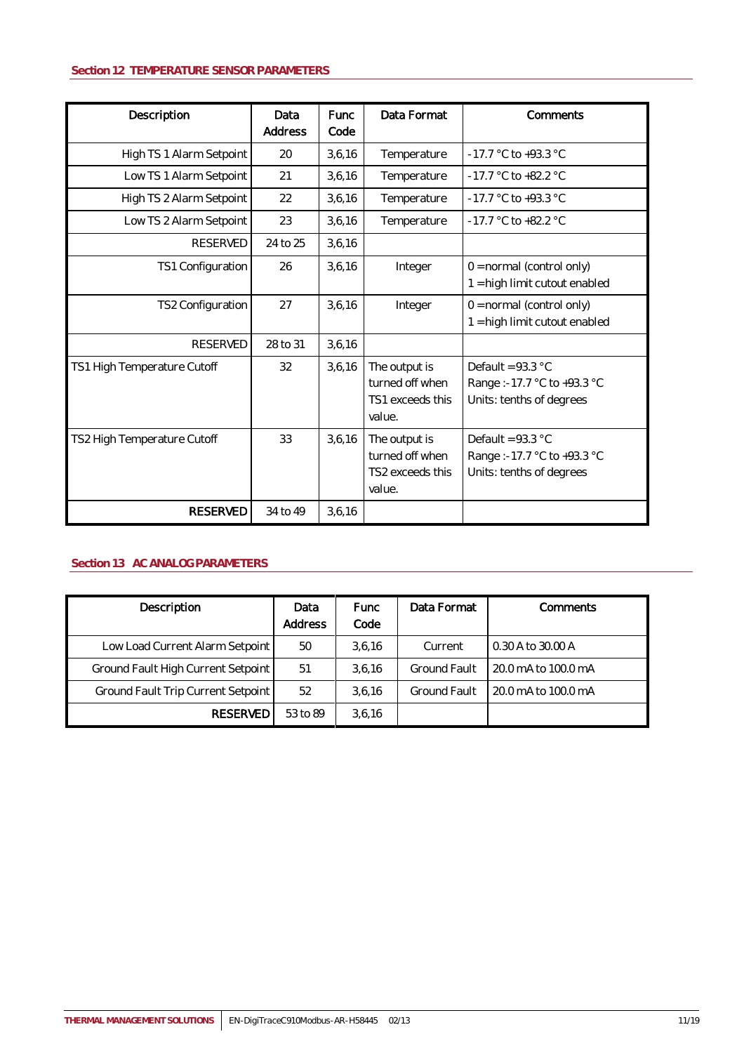## Section 12 TEMPERATURE SENSOR PARAMETERS

| Description | Data Address | Func Code | Data Format | Comments |
|---|---|---|---|---|
| High TS 1 Alarm Setpoint | 20 | 3,6,16 | Temperature | -17.7 °C to +93.3 °C |
| Low TS 1 Alarm Setpoint | 21 | 3,6,16 | Temperature | -17.7 °C to +82.2 °C |
| High TS 2 Alarm Setpoint | 22 | 3,6,16 | Temperature | -17.7 °C to +93.3 °C |
| Low TS 2 Alarm Setpoint | 23 | 3,6,16 | Temperature | -17.7 °C to +82.2 °C |
| RESERVED | 24 to 25 | 3,6,16 | | |
| TS1 Configuration | 26 | 3,6,16 | Integer | 0 = normal (control only)<br>1 = high limit cutout enabled |
| TS2 Configuration | 27 | 3,6,16 | Integer | 0 = normal (control only)<br>1 = high limit cutout enabled |
| RESERVED | 28 to 31 | 3,6,16 | | |
| TS1 High Temperature Cutoff | 32 | 3,6,16 | The output is turned off when TS1 exceeds this value. | Default = 93.3 °C<br>Range :-17.7 °C to +93.3 °C<br>Units: tenths of degrees |
| TS2 High Temperature Cutoff | 33 | 3,6,16 | The output is turned off when TS2 exceeds this value. | Default = 93.3 °C<br>Range :-17.7 °C to +93.3 °C<br>Units: tenths of degrees |
| **RESERVED** | 34 to 49 | 3,6,16 | | |

## Section 13 AC ANALOG PARAMETERS

| Description | Data Address | Func Code | Data Format | Comments |
|---|---|---|---|---|
| Low Load Current Alarm Setpoint | 50 | 3,6,16 | Current | 0.30 A to 30.00 A |
| Ground Fault High Current Setpoint | 51 | 3,6,16 | Ground Fault | 20.0 mA to 100.0 mA |
| Ground Fault Trip Current Setpoint | 52 | 3,6,16 | Ground Fault | 20.0 mA to 100.0 mA |
| **RESERVED** | 53 to 89 | 3,6,16 | | |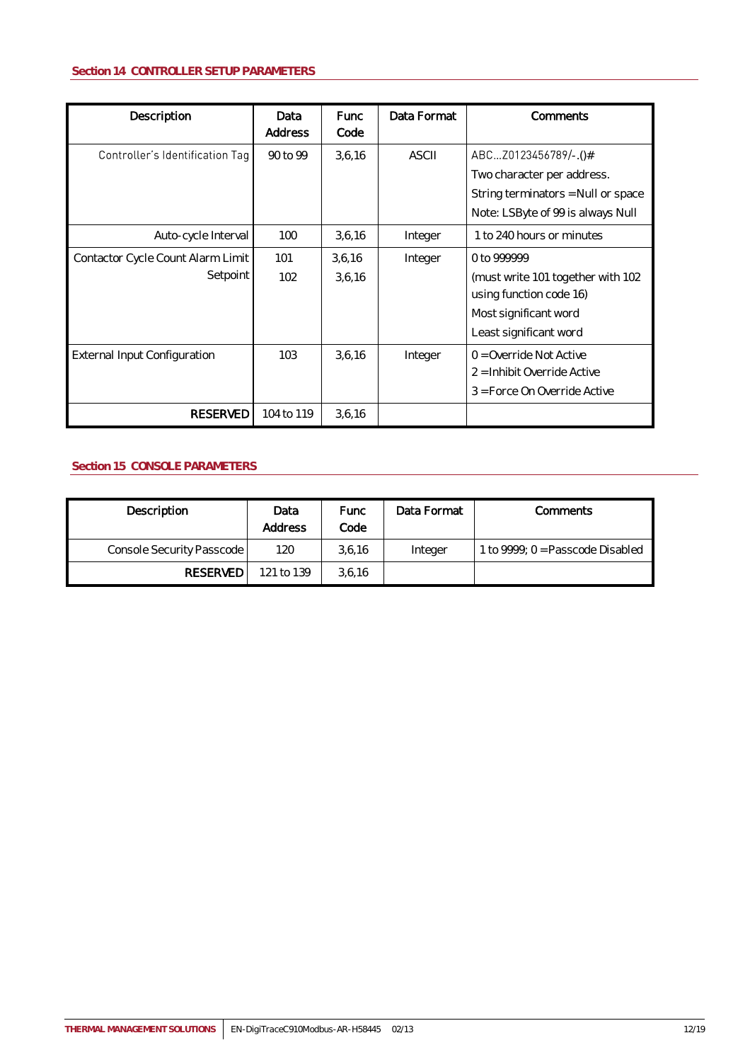## Section 14 CONTROLLER SETUP PARAMETERS

| Description | Data Address | Func Code | Data Format | Comments |
|---|---|---|---|---|
| Controller's Identification Tag | 90 to 99 | 3,6,16 | ASCII | ABC...Z0123456789/-.()# Two character per address. String terminators = Null or space Note: LSByte of 99 is always Null |
| Auto-cycle Interval | 100 | 3,6,16 | Integer | 1 to 240 hours or minutes |
| Contactor Cycle Count Alarm Limit Setpoint | 101 102 | 3,6,16 3,6,16 | Integer | 0 to 999999 (must write 101 together with 102 using function code 16) Most significant word Least significant word |
| External Input Configuration | 103 | 3,6,16 | Integer | 0 = Override Not Active 2 = Inhibit Override Active 3 = Force On Override Active |
| RESERVED | 104 to 119 | 3,6,16 | | |

## Section 15 CONSOLE PARAMETERS

| Description | Data Address | Func Code | Data Format | Comments |
|---|---|---|---|---|
| Console Security Passcode | 120 | 3,6,16 | Integer | 1 to 9999; 0 = Passcode Disabled |
| RESERVED | 121 to 139 | 3,6,16 | | |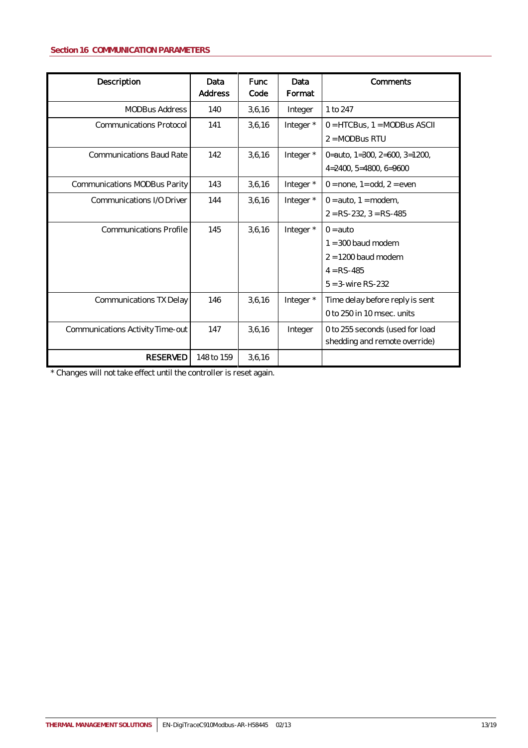## Section 16 COMMUNICATION PARAMETERS

| Description | Data Address | Func Code | Data Format | Comments |
|---|---|---|---|---|
| MODBus Address | 140 | 3,6,16 | Integer | 1 to 247 |
| Communications Protocol | 141 | 3,6,16 | Integer * | 0 = HTCBus, 1 = MODBus ASCII<br>2 = MODBus RTU |
| Communications Baud Rate | 142 | 3,6,16 | Integer * | 0=auto, 1=300, 2=600, 3=1200,<br>4=2400, 5=4800, 6=9600 |
| Communications MODBus Parity | 143 | 3,6,16 | Integer * | 0 = none, 1= odd, 2 = even |
| Communications I/O Driver | 144 | 3,6,16 | Integer * | 0 = auto, 1 = modem,<br>2 = RS-232, 3 = RS-485 |
| Communications Profile | 145 | 3,6,16 | Integer * | 0 = auto<br>1 = 300 baud modem<br>2 = 1200 baud modem<br>4 = RS-485<br>5 = 3-wire RS-232 |
| Communications TX Delay | 146 | 3,6,16 | Integer * | Time delay before reply is sent<br>0 to 250 in 10 msec. units |
| Communications Activity Time-out | 147 | 3,6,16 | Integer | 0 to 255 seconds (used for load shedding and remote override) |
| RESERVED | 148 to 159 | 3,6,16 | | |

* Changes will not take effect until the controller is reset again.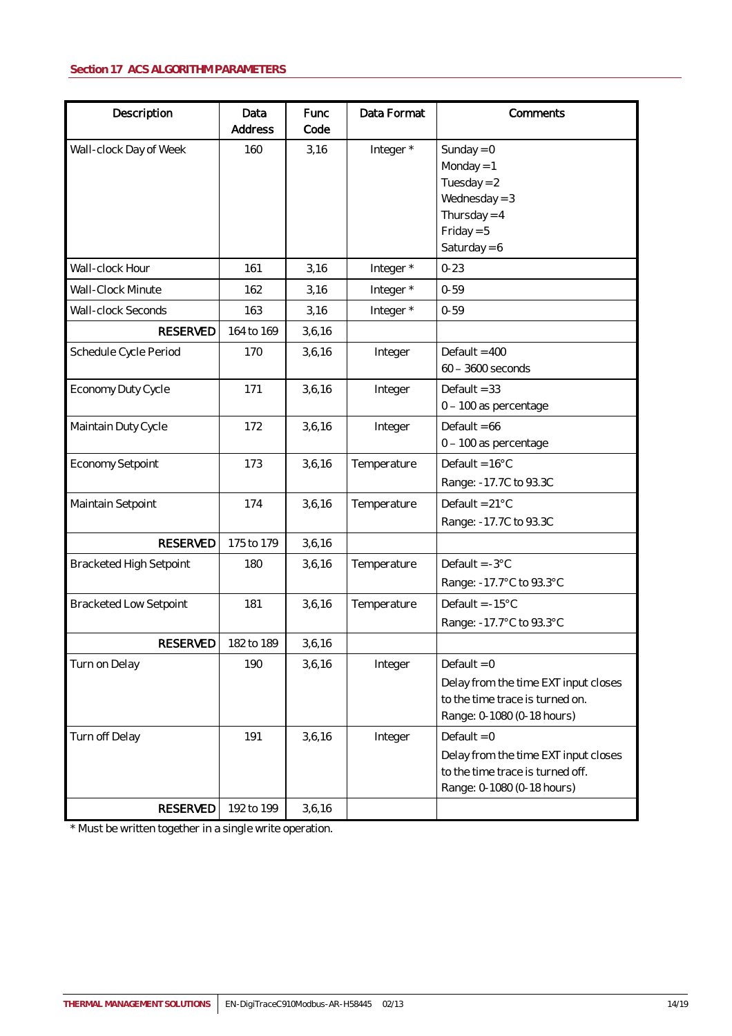## Section 17 ACS ALGORITHM PARAMETERS

| Description | Data Address | Func Code | Data Format | Comments |
|---|---|---|---|---|
| Wall-clock Day of Week | 160 | 3,16 | Integer * | Sunday = 0<br>Monday = 1<br>Tuesday = 2<br>Wednesday = 3<br>Thursday = 4<br>Friday = 5<br>Saturday = 6 |
| Wall-clock Hour | 161 | 3,16 | Integer * | 0-23 |
| Wall-Clock Minute | 162 | 3,16 | Integer * | 0-59 |
| Wall-clock Seconds | 163 | 3,16 | Integer * | 0-59 |
| RESERVED | 164 to 169 | 3,6,16 | | |
| Schedule Cycle Period | 170 | 3,6,16 | Integer | Default = 400<br>60 – 3600 seconds |
| Economy Duty Cycle | 171 | 3,6,16 | Integer | Default = 33<br>0 – 100 as percentage |
| Maintain Duty Cycle | 172 | 3,6,16 | Integer | Default = 66<br>0 – 100 as percentage |
| Economy Setpoint | 173 | 3,6,16 | Temperature | Default = 16°C<br>Range: -17.7C to 93.3C |
| Maintain Setpoint | 174 | 3,6,16 | Temperature | Default = 21°C<br>Range: -17.7C to 93.3C |
| RESERVED | 175 to 179 | 3,6,16 | | |
| Bracketed High Setpoint | 180 | 3,6,16 | Temperature | Default = -3°C<br>Range: -17.7°C to 93.3°C |
| Bracketed Low Setpoint | 181 | 3,6,16 | Temperature | Default = -15°C<br>Range: -17.7°C to 93.3°C |
| RESERVED | 182 to 189 | 3,6,16 | | |
| Turn on Delay | 190 | 3,6,16 | Integer | Default = 0<br>Delay from the time EXT input closes to the time trace is turned on.<br>Range: 0-1080 (0-18 hours) |
| Turn off Delay | 191 | 3,6,16 | Integer | Default = 0<br>Delay from the time EXT input closes to the time trace is turned off.<br>Range: 0-1080 (0-18 hours) |
| RESERVED | 192 to 199 | 3,6,16 | | |

* Must be written together in a single write operation.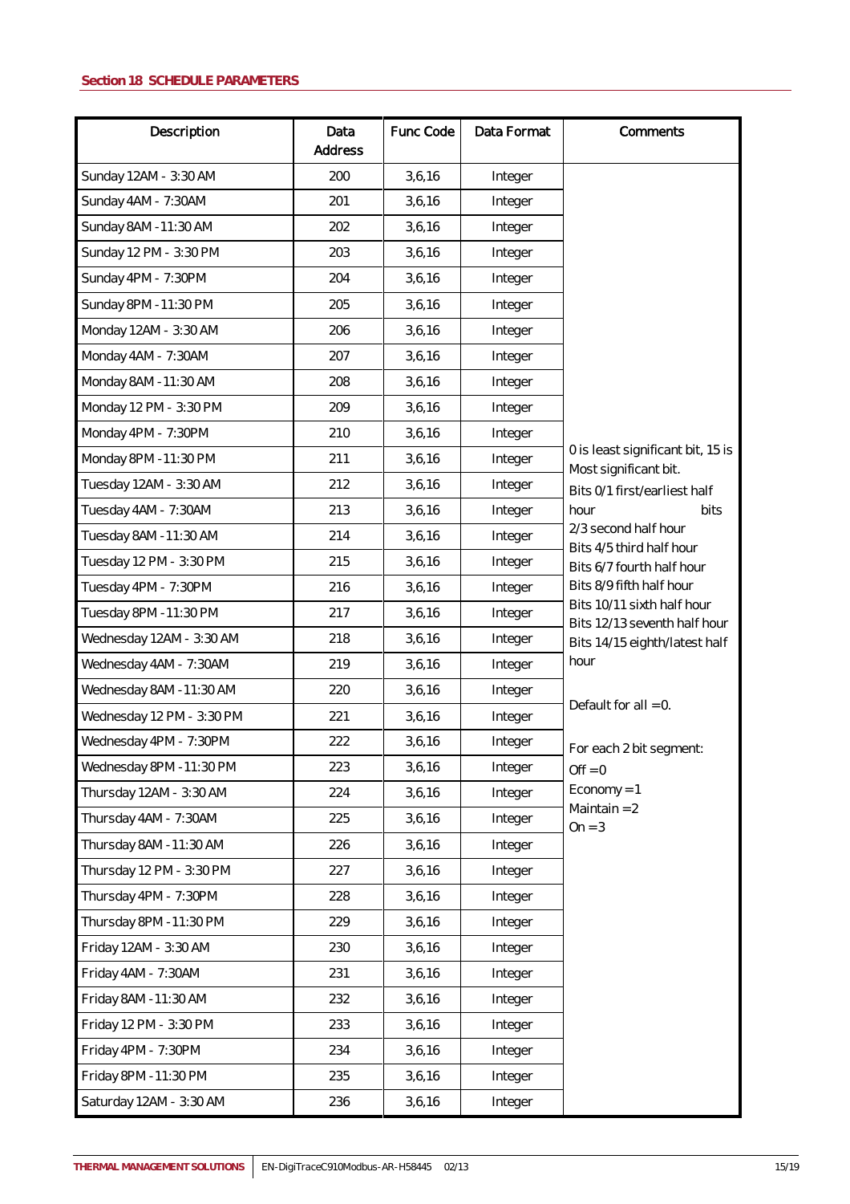## Section 18 SCHEDULE PARAMETERS

| Description | Data Address | Func Code | Data Format | Comments |
|---|---|---|---|---|
| Sunday 12AM - 3:30 AM | 200 | 3,6,16 | Integer | 0 is least significant bit, 15 is Most significant bit.<br>Bits 0/1 first/earliest half hour bits 2/3 second half hour<br>Bits 4/5 third half hour<br>Bits 6/7 fourth half hour<br>Bits 8/9 fifth half hour<br>Bits 10/11 sixth half hour<br>Bits 12/13 seventh half hour<br>Bits 14/15 eighth/latest half hour<br><br>Default for all = 0.<br><br>For each 2 bit segment:<br>Off = 0<br>Economy = 1<br>Maintain = 2<br>On = 3 |
| Sunday 4AM - 7:30AM | 201 | 3,6,16 | Integer | |
| Sunday 8AM - 11:30 AM | 202 | 3,6,16 | Integer | |
| Sunday 12 PM - 3:30 PM | 203 | 3,6,16 | Integer | |
| Sunday 4PM - 7:30PM | 204 | 3,6,16 | Integer | |
| Sunday 8PM - 11:30 PM | 205 | 3,6,16 | Integer | |
| Monday 12AM - 3:30 AM | 206 | 3,6,16 | Integer | |
| Monday 4AM - 7:30AM | 207 | 3,6,16 | Integer | |
| Monday 8AM - 11:30 AM | 208 | 3,6,16 | Integer | |
| Monday 12 PM - 3:30 PM | 209 | 3,6,16 | Integer | |
| Monday 4PM - 7:30PM | 210 | 3,6,16 | Integer | |
| Monday 8PM - 11:30 PM | 211 | 3,6,16 | Integer | |
| Tuesday 12AM - 3:30 AM | 212 | 3,6,16 | Integer | |
| Tuesday 4AM - 7:30AM | 213 | 3,6,16 | Integer | |
| Tuesday 8AM - 11:30 AM | 214 | 3,6,16 | Integer | |
| Tuesday 12 PM - 3:30 PM | 215 | 3,6,16 | Integer | |
| Tuesday 4PM - 7:30PM | 216 | 3,6,16 | Integer | |
| Tuesday 8PM - 11:30 PM | 217 | 3,6,16 | Integer | |
| Wednesday 12AM - 3:30 AM | 218 | 3,6,16 | Integer | |
| Wednesday 4AM - 7:30AM | 219 | 3,6,16 | Integer | |
| Wednesday 8AM - 11:30 AM | 220 | 3,6,16 | Integer | |
| Wednesday 12 PM - 3:30 PM | 221 | 3,6,16 | Integer | |
| Wednesday 4PM - 7:30PM | 222 | 3,6,16 | Integer | |
| Wednesday 8PM - 11:30 PM | 223 | 3,6,16 | Integer | |
| Thursday 12AM - 3:30 AM | 224 | 3,6,16 | Integer | |
| Thursday 4AM - 7:30AM | 225 | 3,6,16 | Integer | |
| Thursday 8AM - 11:30 AM | 226 | 3,6,16 | Integer | |
| Thursday 12 PM - 3:30 PM | 227 | 3,6,16 | Integer | |
| Thursday 4PM - 7:30PM | 228 | 3,6,16 | Integer | |
| Thursday 8PM - 11:30 PM | 229 | 3,6,16 | Integer | |
| Friday 12AM - 3:30 AM | 230 | 3,6,16 | Integer | |
| Friday 4AM - 7:30AM | 231 | 3,6,16 | Integer | |
| Friday 8AM - 11:30 AM | 232 | 3,6,16 | Integer | |
| Friday 12 PM - 3:30 PM | 233 | 3,6,16 | Integer | |
| Friday 4PM - 7:30PM | 234 | 3,6,16 | Integer | |
| Friday 8PM - 11:30 PM | 235 | 3,6,16 | Integer | |
| Saturday 12AM - 3:30 AM | 236 | 3,6,16 | Integer | |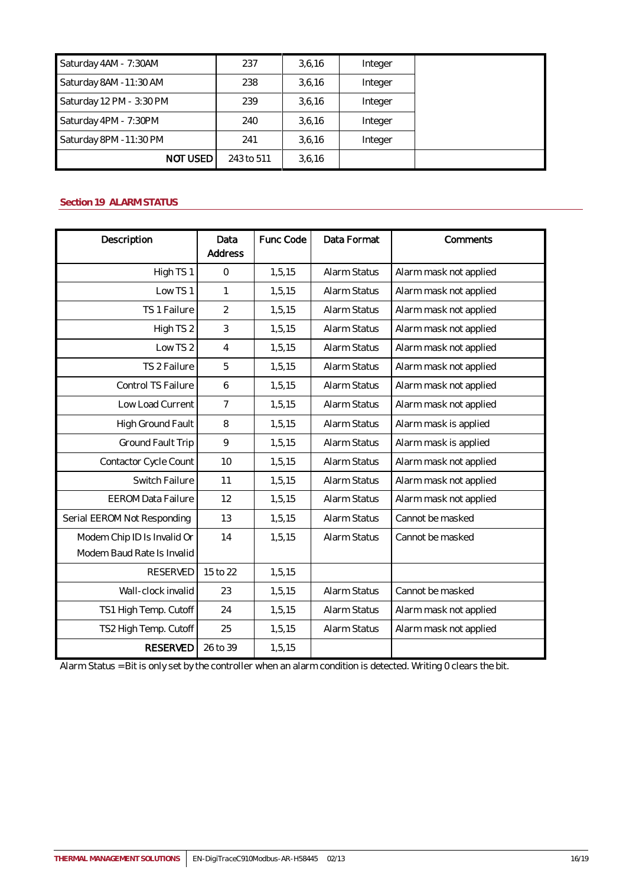| | | | | |
|---|---|---|---|---|
| Saturday 4AM - 7:30AM | 237 | 3,6,16 | Integer | |
| Saturday 8AM - 11:30 AM | 238 | 3,6,16 | Integer | |
| Saturday 12 PM - 3:30 PM | 239 | 3,6,16 | Integer | |
| Saturday 4PM - 7:30PM | 240 | 3,6,16 | Integer | |
| Saturday 8PM - 11:30 PM | 241 | 3,6,16 | Integer | |
| **NOT USED** | 243 to 511 | 3,6,16 | | |

## Section 19 ALARM STATUS

| Description | Data Address | Func Code | Data Format | Comments |
|---|---|---|---|---|
| High TS 1 | 0 | 1,5,15 | Alarm Status | Alarm mask not applied |
| Low TS 1 | 1 | 1,5,15 | Alarm Status | Alarm mask not applied |
| TS 1 Failure | 2 | 1,5,15 | Alarm Status | Alarm mask not applied |
| High TS 2 | 3 | 1,5,15 | Alarm Status | Alarm mask not applied |
| Low TS 2 | 4 | 1,5,15 | Alarm Status | Alarm mask not applied |
| TS 2 Failure | 5 | 1,5,15 | Alarm Status | Alarm mask not applied |
| Control TS Failure | 6 | 1,5,15 | Alarm Status | Alarm mask not applied |
| Low Load Current | 7 | 1,5,15 | Alarm Status | Alarm mask not applied |
| High Ground Fault | 8 | 1,5,15 | Alarm Status | Alarm mask is applied |
| Ground Fault Trip | 9 | 1,5,15 | Alarm Status | Alarm mask is applied |
| Contactor Cycle Count | 10 | 1,5,15 | Alarm Status | Alarm mask not applied |
| Switch Failure | 11 | 1,5,15 | Alarm Status | Alarm mask not applied |
| EEROM Data Failure | 12 | 1,5,15 | Alarm Status | Alarm mask not applied |
| Serial EEROM Not Responding | 13 | 1,5,15 | Alarm Status | Cannot be masked |
| Modem Chip ID Is Invalid Or Modem Baud Rate Is Invalid | 14 | 1,5,15 | Alarm Status | Cannot be masked |
| RESERVED | 15 to 22 | 1,5,15 | | |
| Wall-clock invalid | 23 | 1,5,15 | Alarm Status | Cannot be masked |
| TS1 High Temp. Cutoff | 24 | 1,5,15 | Alarm Status | Alarm mask not applied |
| TS2 High Temp. Cutoff | 25 | 1,5,15 | Alarm Status | Alarm mask not applied |
| **RESERVED** | 26 to 39 | 1,5,15 | | |

Alarm Status = Bit is only set by the controller when an alarm condition is detected. Writing 0 clears the bit.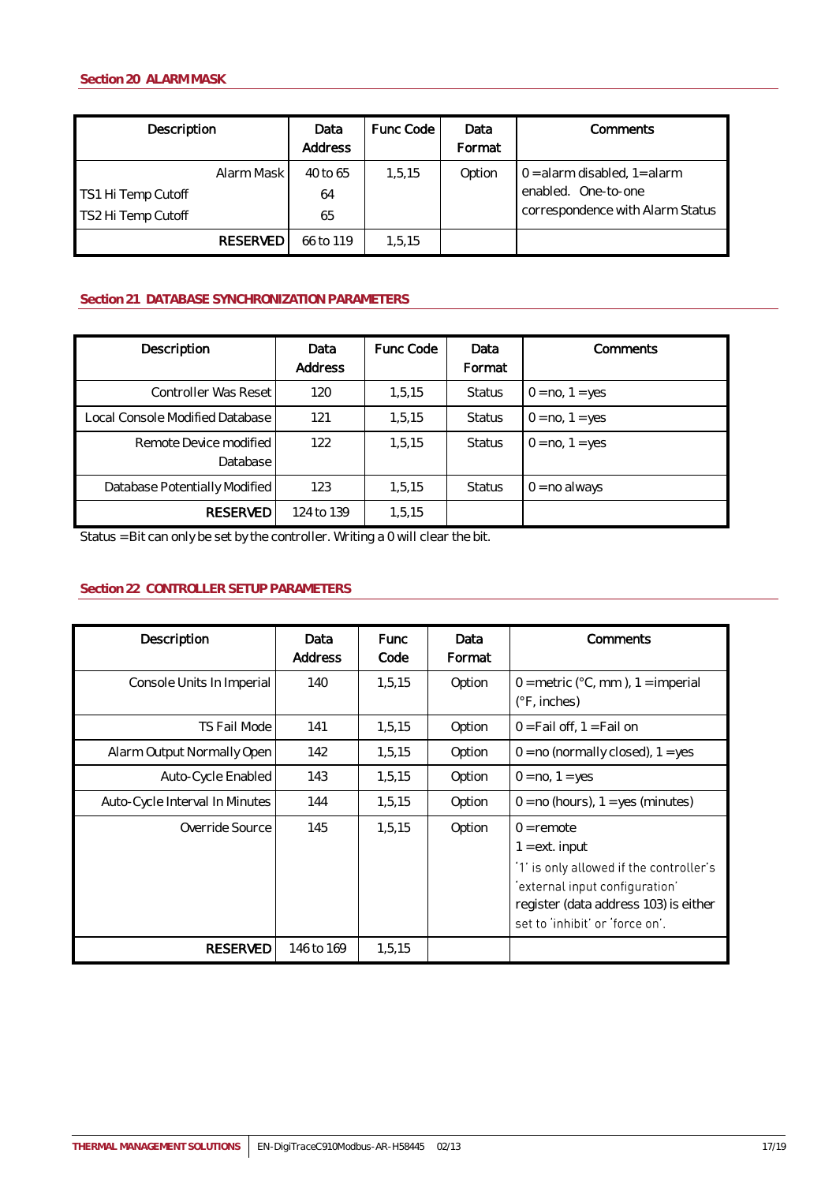## Section 20 ALARM MASK

| Description | Data Address | Func Code | Data Format | Comments |
|---|---|---|---|---|
| Alarm Mask<br>TS1 Hi Temp Cutoff<br>TS2 Hi Temp Cutoff | 40 to 65<br>64<br>65 | 1,5,15 | Option | 0 = alarm disabled, 1= alarm enabled. One-to-one correspondence with Alarm Status |
| RESERVED | 66 to 119 | 1,5,15 | | |

## Section 21 DATABASE SYNCHRONIZATION PARAMETERS

| Description | Data Address | Func Code | Data Format | Comments |
|---|---|---|---|---|
| Controller Was Reset | 120 | 1,5,15 | Status | 0 = no, 1 = yes |
| Local Console Modified Database | 121 | 1,5,15 | Status | 0 = no, 1 = yes |
| Remote Device modified Database | 122 | 1,5,15 | Status | 0 = no, 1 = yes |
| Database Potentially Modified | 123 | 1,5,15 | Status | 0 = no always |
| RESERVED | 124 to 139 | 1,5,15 | | |

Status = Bit can only be set by the controller. Writing a 0 will clear the bit.

## Section 22 CONTROLLER SETUP PARAMETERS

| Description | Data Address | Func Code | Data Format | Comments |
|---|---|---|---|---|
| Console Units In Imperial | 140 | 1,5,15 | Option | 0 = metric (°C, mm ), 1 = imperial (°F, inches) |
| TS Fail Mode | 141 | 1,5,15 | Option | 0 = Fail off, 1 = Fail on |
| Alarm Output Normally Open | 142 | 1,5,15 | Option | 0 = no (normally closed), 1 = yes |
| Auto-Cycle Enabled | 143 | 1,5,15 | Option | 0 = no, 1 = yes |
| Auto-Cycle Interval In Minutes | 144 | 1,5,15 | Option | 0 = no (hours), 1 = yes (minutes) |
| Override Source | 145 | 1,5,15 | Option | 0 = remote<br>1 = ext. input<br>'1' is only allowed if the controller's 'external input configuration' register (data address 103) is either set to 'inhibit' or 'force on'. |
| RESERVED | 146 to 169 | 1,5,15 | | |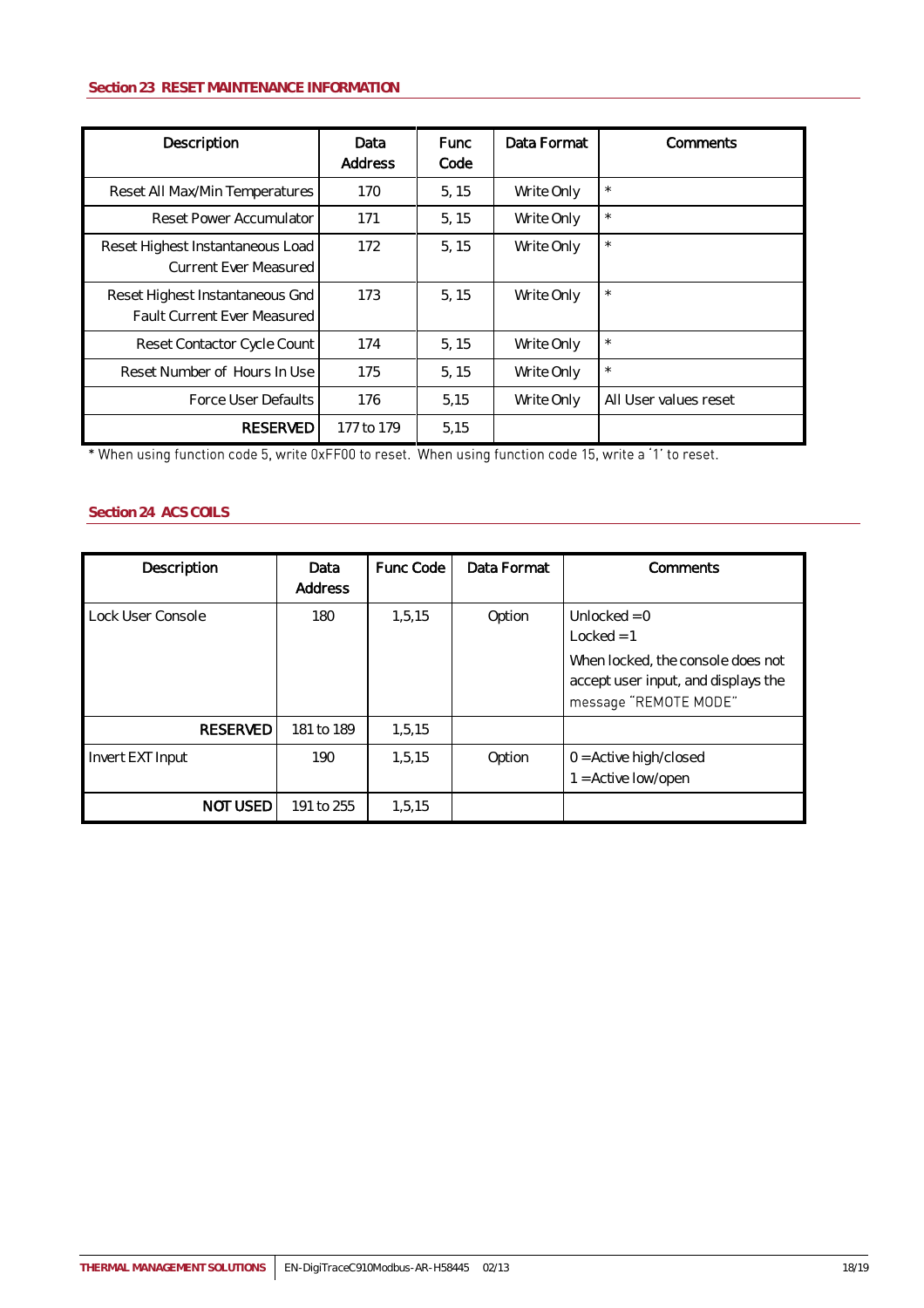## Section 23 RESET MAINTENANCE INFORMATION

| Description | Data Address | Func Code | Data Format | Comments |
|---|---|---|---|---|
| Reset All Max/Min Temperatures | 170 | 5, 15 | Write Only | * |
| Reset Power Accumulator | 171 | 5, 15 | Write Only | * |
| Reset Highest Instantaneous Load Current Ever Measured | 172 | 5, 15 | Write Only | * |
| Reset Highest Instantaneous Gnd Fault Current Ever Measured | 173 | 5, 15 | Write Only | * |
| Reset Contactor Cycle Count | 174 | 5, 15 | Write Only | * |
| Reset Number of Hours In Use | 175 | 5, 15 | Write Only | * |
| Force User Defaults | 176 | 5,15 | Write Only | All User values reset |
| RESERVED | 177 to 179 | 5,15 | | |

* When using function code 5, write 0xFF00 to reset. When using function code 15, write a '1' to reset.

## Section 24 ACS COILS

| Description | Data Address | Func Code | Data Format | Comments |
|---|---|---|---|---|
| Lock User Console | 180 | 1,5,15 | Option | Unlocked = 0<br>Locked = 1<br>When locked, the console does not accept user input, and displays the message "REMOTE MODE" |
| RESERVED | 181 to 189 | 1,5,15 | | |
| Invert EXT Input | 190 | 1,5,15 | Option | 0 = Active high/closed<br>1 = Active low/open |
| NOT USED | 191 to 255 | 1,5,15 | | |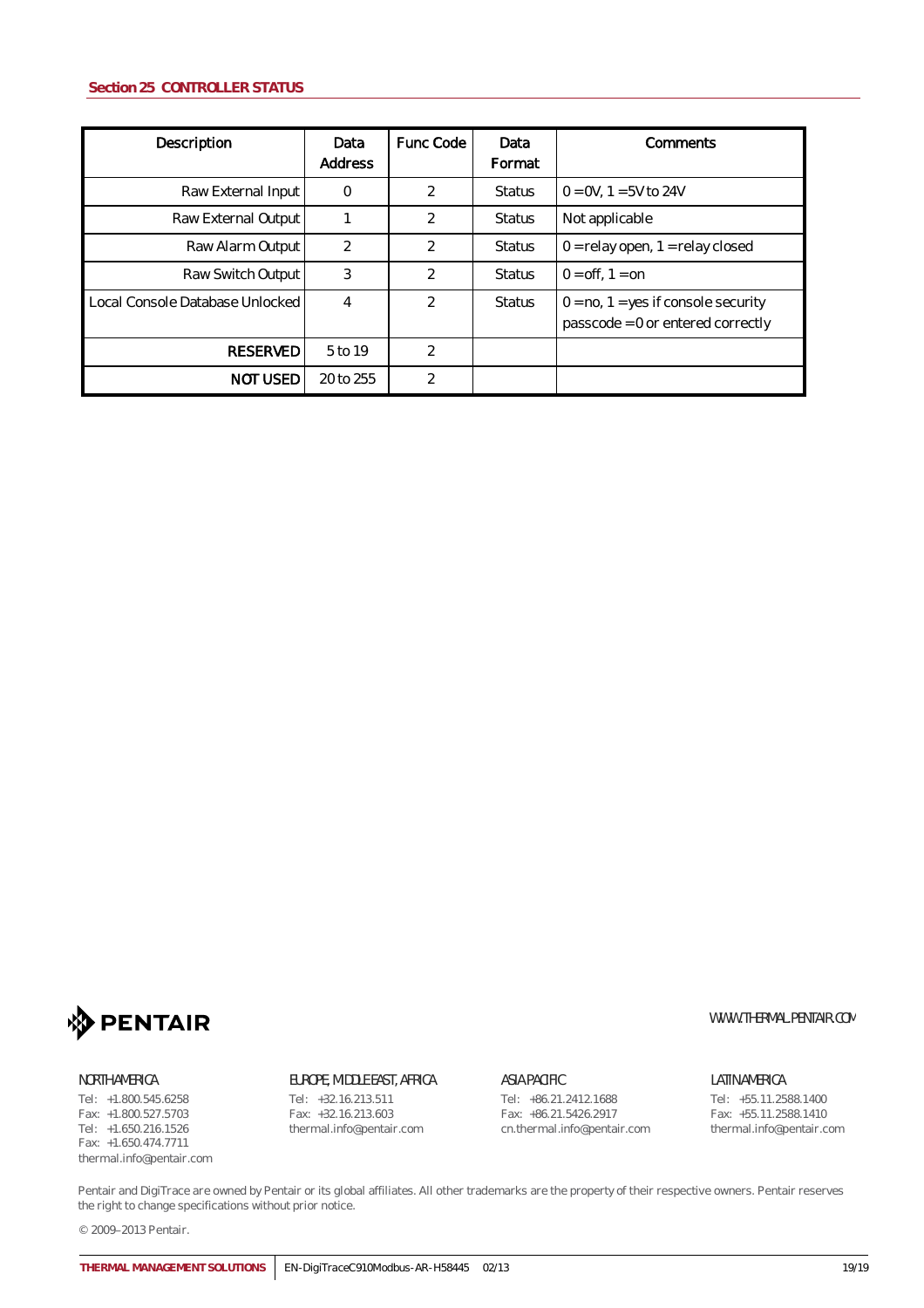## Section 25 CONTROLLER STATUS

| Description | Data Address | Func Code | Data Format | Comments |
|---|---|---|---|---|
| Raw External Input | 0 | 2 | Status | 0 = 0V, 1 = 5V to 24V |
| Raw External Output | 1 | 2 | Status | Not applicable |
| Raw Alarm Output | 2 | 2 | Status | 0 = relay open, 1 = relay closed |
| Raw Switch Output | 3 | 2 | Status | 0 = off, 1 = on |
| Local Console Database Unlocked | 4 | 2 | Status | 0 = no, 1 = yes if console security passcode = 0 or entered correctly |
| RESERVED | 5 to 19 | 2 | | |
| NOT USED | 20 to 255 | 2 | | |

PENTAIR

WWW.THERMAL.PENTAIR.COM

NORTH AMERICA
Tel: +1.800.545.6258
Fax: +1.800.527.5703
Tel: +1.650.216.1526
Fax: +1.650.474.7711
thermal.info@pentair.com

EUROPE, MIDDLE EAST, AFRICA
Tel: +32.16.213.511
Fax: +32.16.213.603
thermal.info@pentair.com

ASIA PACIFIC
Tel: +86.21.2412.1688
Fax: +86.21.5426.2917
cn.thermal.info@pentair.com

LATIN AMERICA
Tel: +55.11.2588.1400
Fax: +55.11.2588.1410
thermal.info@pentair.com

Pentair and DigiTrace are owned by Pentair or its global affiliates. All other trademarks are the property of their respective owners. Pentair reserves the right to change specifications without prior notice.

© 2009–2013 Pentair.

THERMAL MANAGEMENT SOLUTIONS | EN-DigiTraceC910Modbus-AR-H58445 02/13